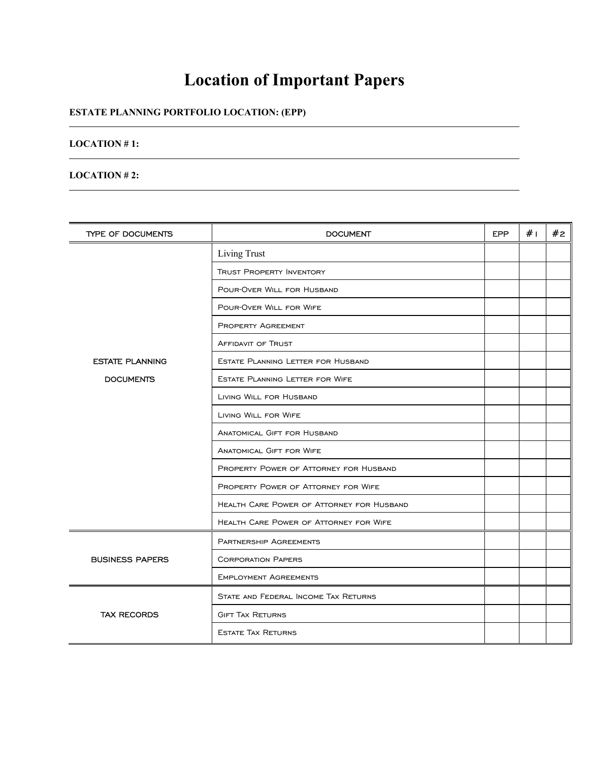# Location of Important Papers

**ESTATE PLANNING PORTFOLIO LOCATION: (EPP)**

---

**LOCATION # 1:**

---

**LOCATION # 2:**

---

| TYPE OF DOCUMENTS | DOCUMENT | EPP | # 1 | # 2 |
|---|---|---|---|---|
| ESTATE PLANNING DOCUMENTS | Living Trust | | | |
| | Trust Property Inventory | | | |
| | Pour-Over Will for Husband | | | |
| | Pour-Over Will for Wife | | | |
| | Property Agreement | | | |
| | Affidavit of Trust | | | |
| | Estate Planning Letter for Husband | | | |
| | Estate Planning Letter for Wife | | | |
| | Living Will for Husband | | | |
| | Living Will for Wife | | | |
| | Anatomical Gift for Husband | | | |
| | Anatomical Gift for Wife | | | |
| | Property Power of Attorney for Husband | | | |
| | Property Power of Attorney for Wife | | | |
| | Health Care Power of Attorney for Husband | | | |
| | Health Care Power of Attorney for Wife | | | |
| BUSINESS PAPERS | Partnership Agreements | | | |
| | Corporation Papers | | | |
| | Employment Agreements | | | |
| TAX RECORDS | State and Federal Income Tax Returns | | | |
| | Gift Tax Returns | | | |
| | Estate Tax Returns | | | |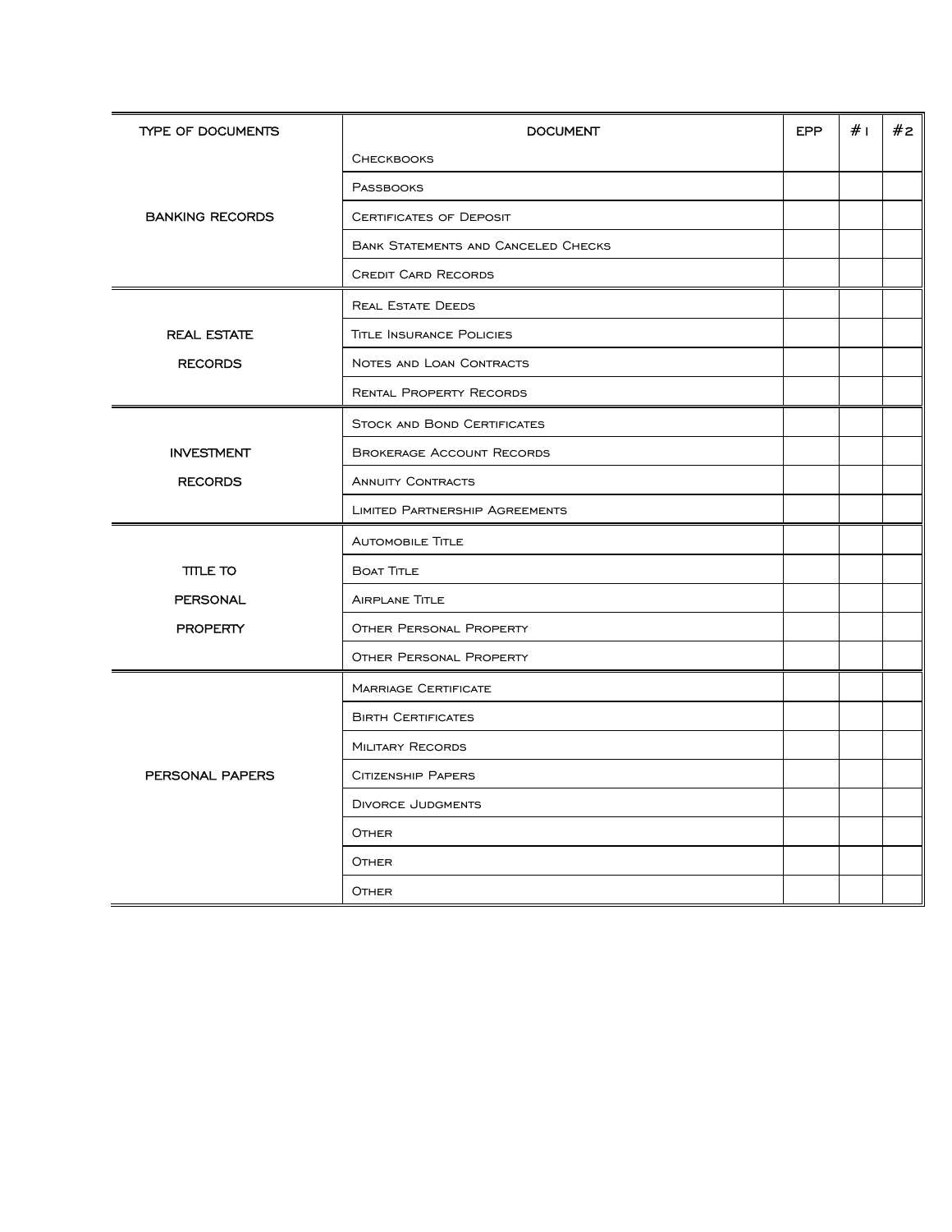| TYPE OF DOCUMENTS | DOCUMENT | EPP | # 1 | # 2 |
|---|---|---|---|---|
| BANKING RECORDS | Checkbooks | | | |
| | Passbooks | | | |
| | Certificates of Deposit | | | |
| | Bank Statements and Canceled Checks | | | |
| | Credit Card Records | | | |
| REAL ESTATE RECORDS | Real Estate Deeds | | | |
| | Title Insurance Policies | | | |
| | Notes and Loan Contracts | | | |
| | Rental Property Records | | | |
| INVESTMENT RECORDS | Stock and Bond Certificates | | | |
| | Brokerage Account Records | | | |
| | Annuity Contracts | | | |
| | Limited Partnership Agreements | | | |
| TITLE TO PERSONAL PROPERTY | Automobile Title | | | |
| | Boat Title | | | |
| | Airplane Title | | | |
| | Other Personal Property | | | |
| | Other Personal Property | | | |
| PERSONAL PAPERS | Marriage Certificate | | | |
| | Birth Certificates | | | |
| | Military Records | | | |
| | Citizenship Papers | | | |
| | Divorce Judgments | | | |
| | Other | | | |
| | Other | | | |
| | Other | | | |